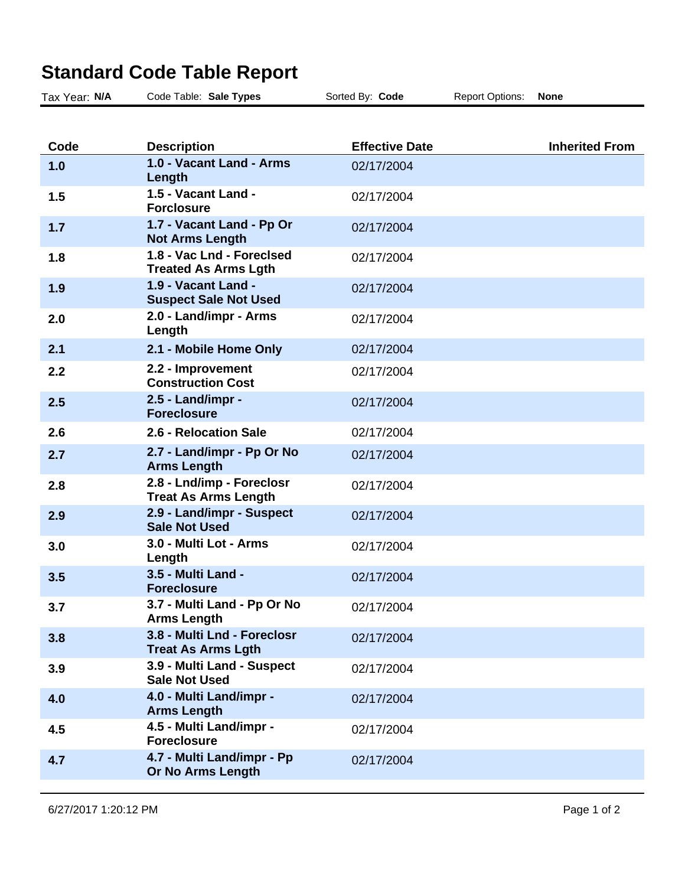# Standard Code Table Report

Tax Year: **N/A** Code Table: **Sale Types** Sorted By: **Code** Report Options: **None**

| Code | Description | Effective Date | Inherited From |
|---|---|---|---|
| **1.0** | **1.0 - Vacant Land - Arms Length** | 02/17/2004 | |
| **1.5** | **1.5 - Vacant Land - Forclosure** | 02/17/2004 | |
| **1.7** | **1.7 - Vacant Land - Pp Or Not Arms Length** | 02/17/2004 | |
| **1.8** | **1.8 - Vac Lnd - Foreclsed Treated As Arms Lgth** | 02/17/2004 | |
| **1.9** | **1.9 - Vacant Land - Suspect Sale Not Used** | 02/17/2004 | |
| **2.0** | **2.0 - Land/impr - Arms Length** | 02/17/2004 | |
| **2.1** | **2.1 - Mobile Home Only** | 02/17/2004 | |
| **2.2** | **2.2 - Improvement Construction Cost** | 02/17/2004 | |
| **2.5** | **2.5 - Land/impr - Foreclosure** | 02/17/2004 | |
| **2.6** | **2.6 - Relocation Sale** | 02/17/2004 | |
| **2.7** | **2.7 - Land/impr - Pp Or No Arms Length** | 02/17/2004 | |
| **2.8** | **2.8 - Lnd/imp - Foreclosr Treat As Arms Length** | 02/17/2004 | |
| **2.9** | **2.9 - Land/impr - Suspect Sale Not Used** | 02/17/2004 | |
| **3.0** | **3.0 - Multi Lot - Arms Length** | 02/17/2004 | |
| **3.5** | **3.5 - Multi Land - Foreclosure** | 02/17/2004 | |
| **3.7** | **3.7 - Multi Land - Pp Or No Arms Length** | 02/17/2004 | |
| **3.8** | **3.8 - Multi Lnd - Foreclosr Treat As Arms Lgth** | 02/17/2004 | |
| **3.9** | **3.9 - Multi Land - Suspect Sale Not Used** | 02/17/2004 | |
| **4.0** | **4.0 - Multi Land/impr - Arms Length** | 02/17/2004 | |
| **4.5** | **4.5 - Multi Land/impr - Foreclosure** | 02/17/2004 | |
| **4.7** | **4.7 - Multi Land/impr - Pp Or No Arms Length** | 02/17/2004 | |

6/27/2017 1:20:12 PM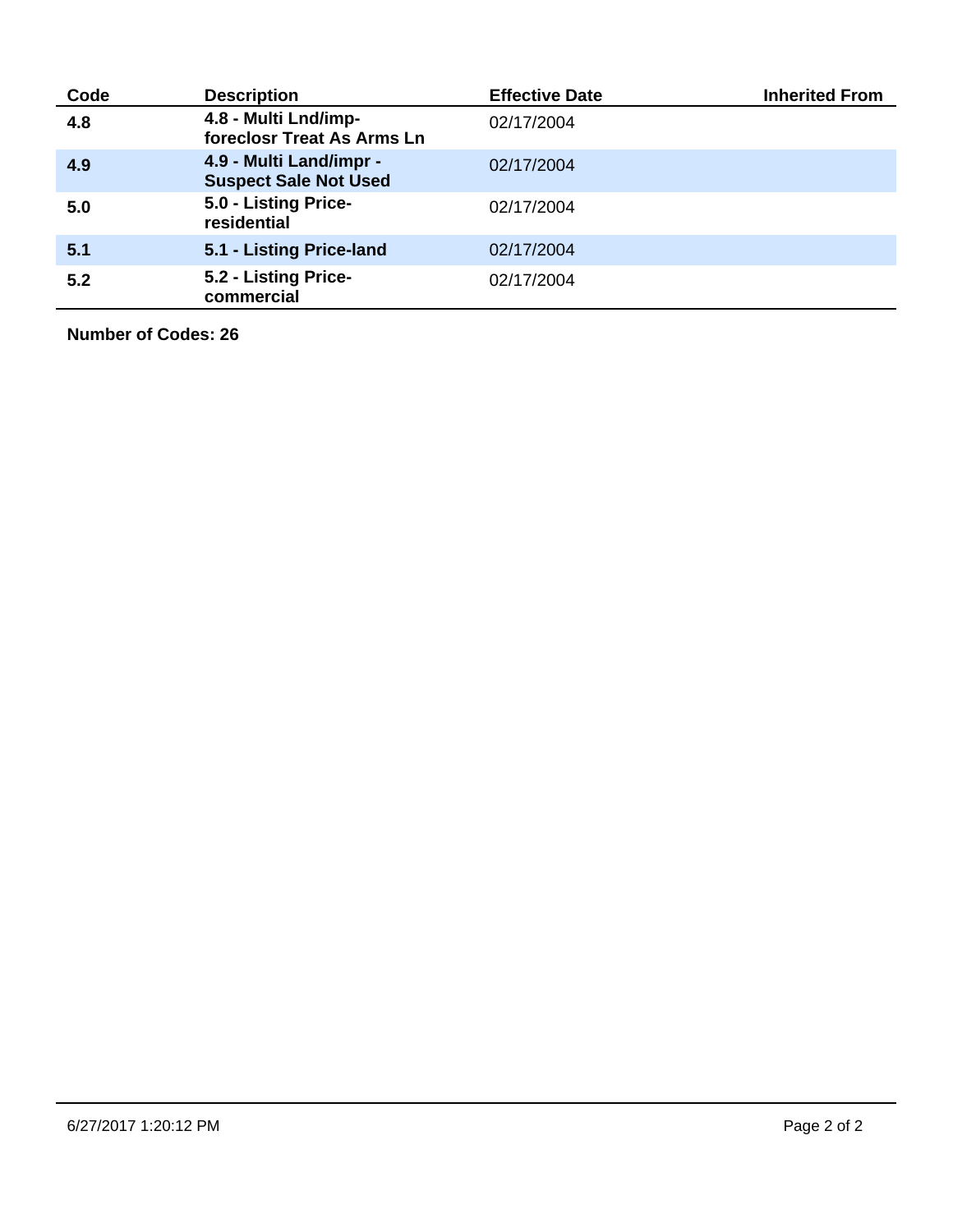| Code | Description | Effective Date | Inherited From |
| --- | --- | --- | --- |
| **4.8** | **4.8 - Multi Lnd/imp-foreclosr Treat As Arms Ln** | 02/17/2004 | |
| **4.9** | **4.9 - Multi Land/impr - Suspect Sale Not Used** | 02/17/2004 | |
| **5.0** | **5.0 - Listing Price-residential** | 02/17/2004 | |
| **5.1** | **5.1 - Listing Price-land** | 02/17/2004 | |
| **5.2** | **5.2 - Listing Price-commercial** | 02/17/2004 | |

**Number of Codes: 26**

6/27/2017 1:20:12 PM